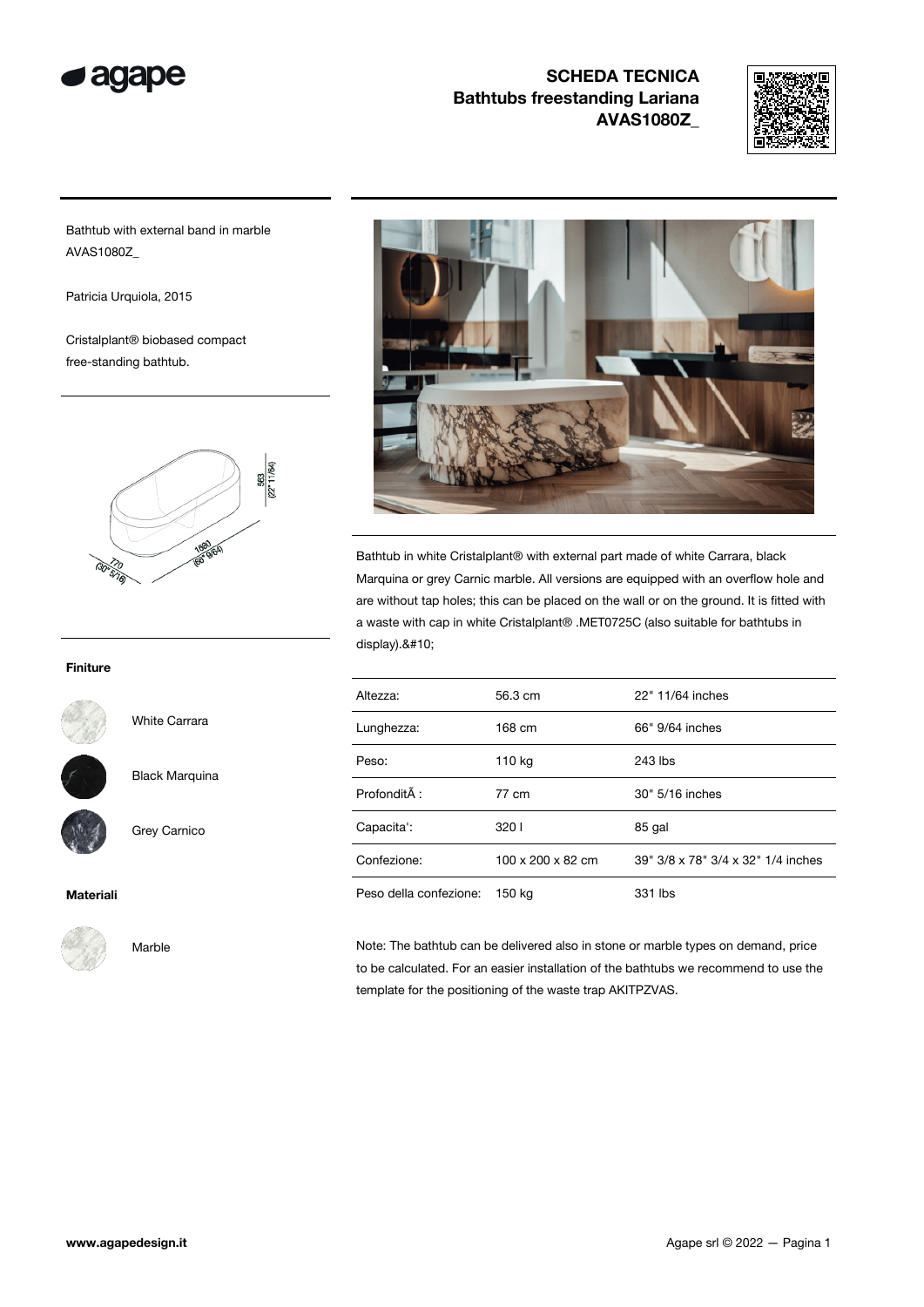# SCHEDA TECNICA
## Bathtubs freestanding Lariana
## AVAS1080Z_

Bathtub with external band in marble
AVAS1080Z_

Patricia Urquiola, 2015

Cristalplant® biobased compact free-standing bathtub.

563 (22" 11/64)
1680 (66" 9/64)
770 (30" 5/16)

Bathtub in white Cristalplant® with external part made of white Carrara, black Marquina or grey Carnic marble. All versions are equipped with an overflow hole and are without tap holes; this can be placed on the wall or on the ground. It is fitted with a waste with cap in white Cristalplant® .MET0725C (also suitable for bathtubs in display).&#10;

| | | |
|---|---|---|
| Altezza: | 56.3 cm | 22" 11/64 inches |
| Lunghezza: | 168 cm | 66" 9/64 inches |
| Peso: | 110 kg | 243 lbs |
| ProfonditÃ : | 77 cm | 30" 5/16 inches |
| Capacita': | 320 l | 85 gal |
| Confezione: | 100 x 200 x 82 cm | 39" 3/8 x 78" 3/4 x 32" 1/4 inches |
| Peso della confezione: | 150 kg | 331 lbs |

**Finiture**

- White Carrara
- Black Marquina
- Grey Carnico

**Materiali**

- Marble

Note: The bathtub can be delivered also in stone or marble types on demand, price to be calculated. For an easier installation of the bathtubs we recommend to use the template for the positioning of the waste trap AKITPZVAS.

www.agapedesign.it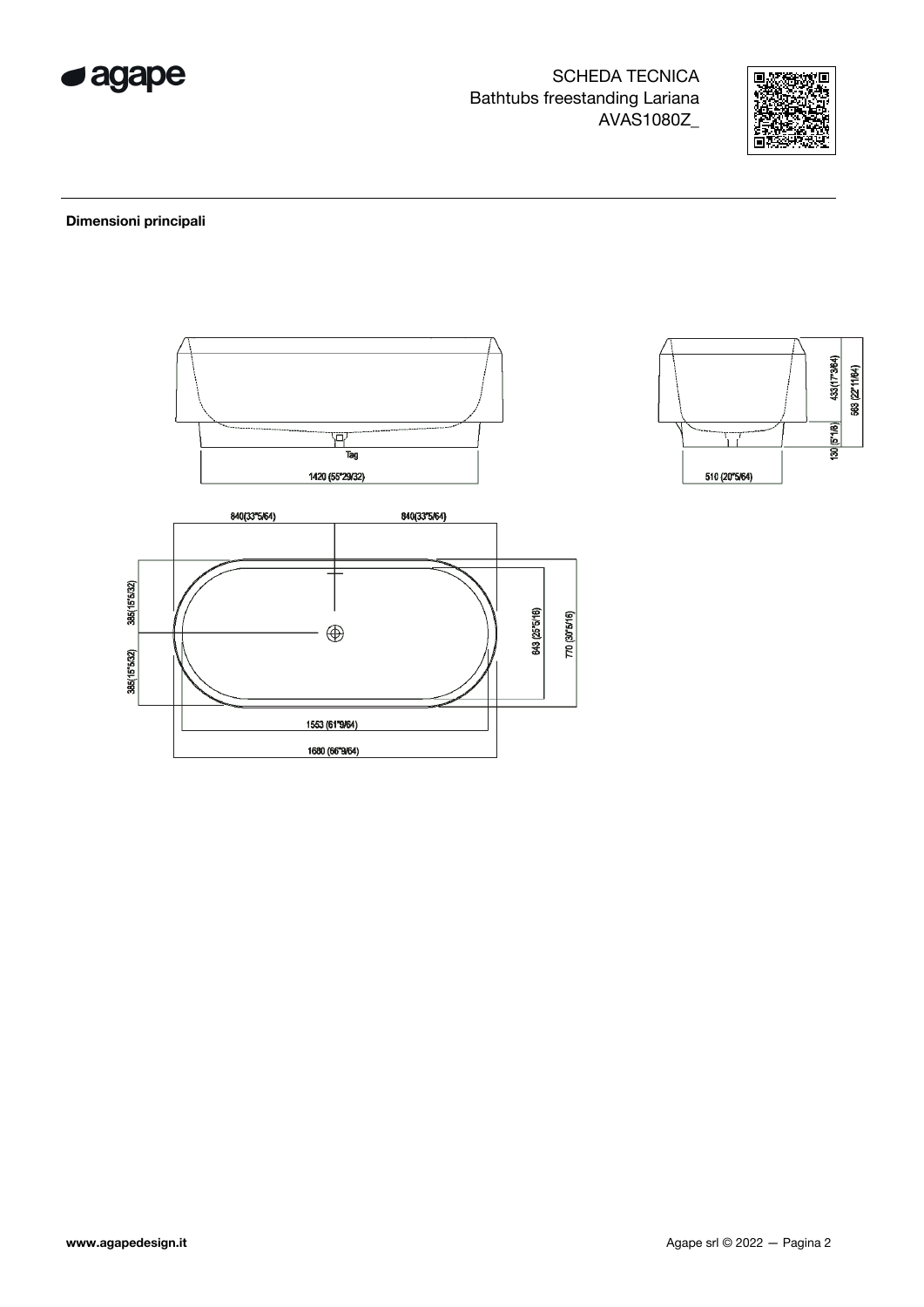SCHEDA TECNICA
Bathtubs freestanding Lariana
AVAS1080Z_

## Dimensioni principali

Tag

1420 (55"29/32)

510 (20"5/64)

433(17"3/64)

563 (22"11/64)

130 (5"1/8)

840(33"5/64)

840(33"5/64)

385(15"5/32)

385(15"5/32)

643 (25"5/16)

770 (30"5/16)

1553 (61"9/64)

1680 (66"9/64)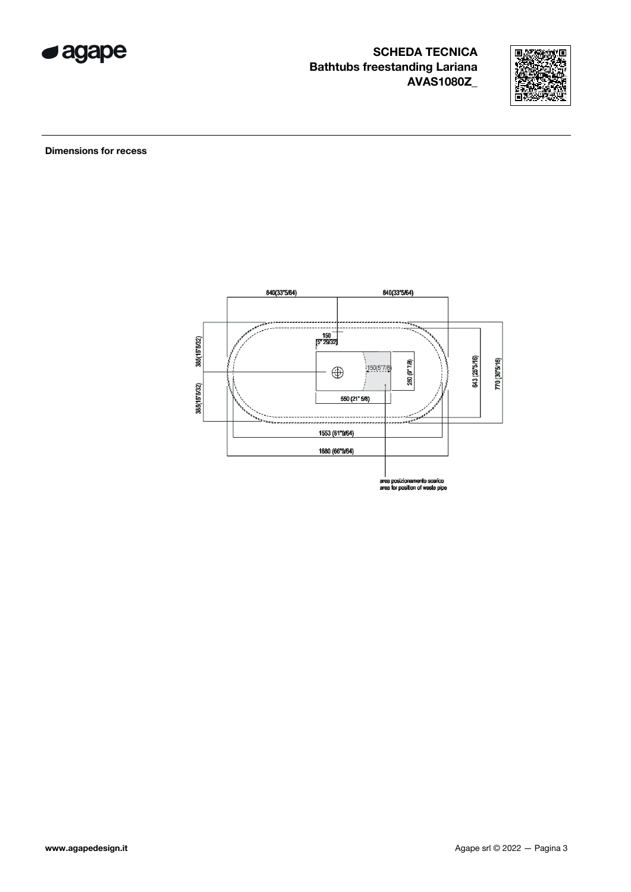# SCHEDA TECNICA
## Bathtubs freestanding Lariana
## AVAS1080Z_

**Dimensions for recess**

840(33"5/64)
840(33"5/64)
150 (5" 29/32)
385(15"5/32)
385(15"5/32)
150(5"7/8)
250 (9" 7/8)
643 (25"5/16)
770 (30"5/16)
550 (21" 5/8)
1553 (61"9/64)
1680 (66"9/64)

area posizionamento scarico
area for position of waste pipe

www.agapedesign.it

Agape srl © 2022 — Pagina 3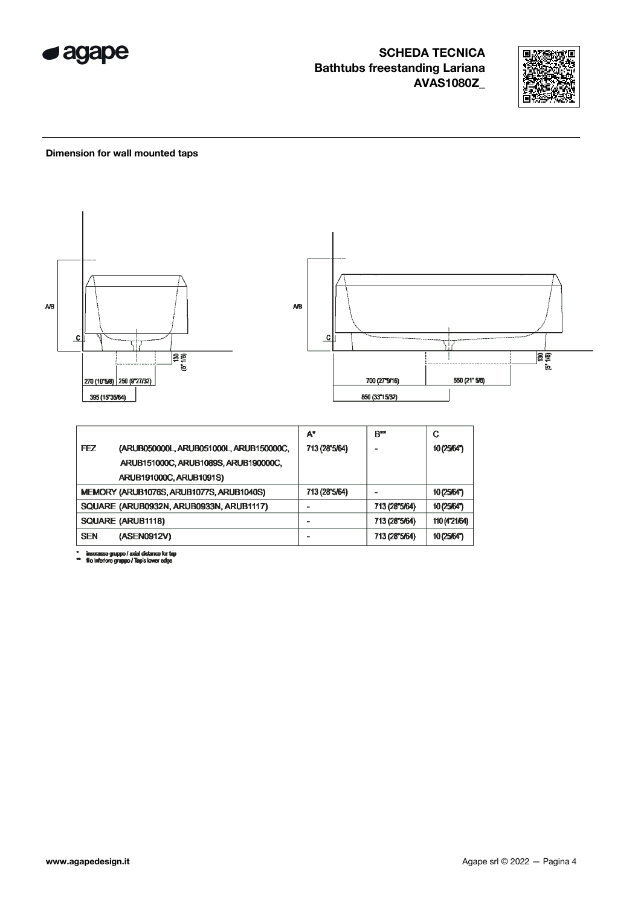**SCHEDA TECNICA**
**Bathtubs freestanding Lariana**
**AVAS1080Z_**

**Dimension for wall mounted taps**

| | A* | B** | C |
|---|---|---|---|
| FEZ (ARUB050000L, ARUB051000L, ARUB150000C, ARUB151000C, ARUB1089S, ARUB190000C, ARUB191000C, ARUB1091S) | 713 (28"5/64) | - | 10 (25/64") |
| MEMORY (ARUB1076S, ARUB1077S, ARUB1040S) | 713 (28"5/64) | - | 10 (25/64") |
| SQUARE (ARUB0932N, ARUB0933N, ARUB1117) | - | 713 (28"5/64) | 10 (25/64") |
| SQUARE (ARUB1118) | - | 713 (28"5/64) | 110 (4"21/64) |
| SEN (ASEN0912V) | - | 713 (28"5/64) | 10 (25/64") |

\* interasse gruppo / axial distance for tap
\** filo inferiore gruppo / Tap's lower edge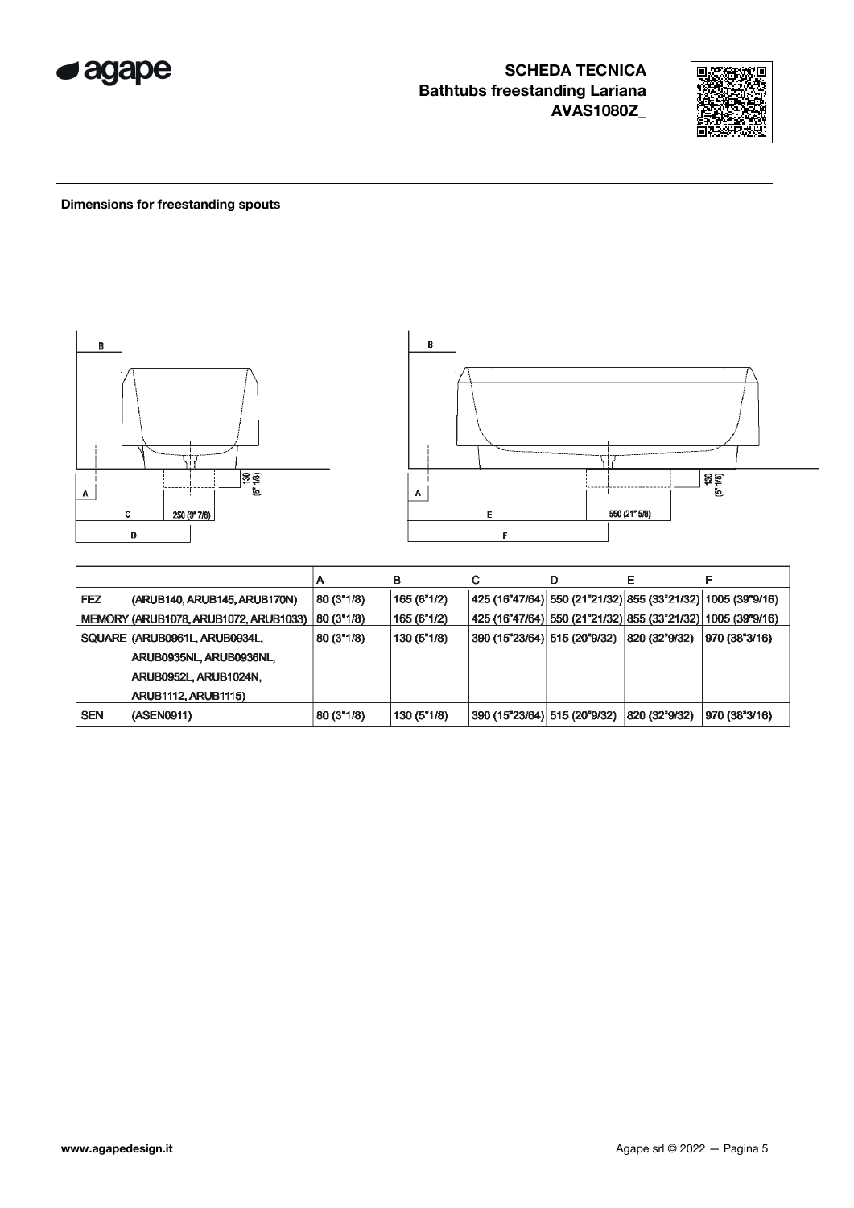## Dimensions for freestanding spouts

|  | A | B | C | D | E | F |
|---|---|---|---|---|---|---|
| FEZ (ARUB140, ARUB145, ARUB170N) | 80 (3"1/8) | 165 (6"1/2) | 425 (16"47/64) | 550 (21"21/32) | 855 (33"21/32) | 1005 (39"9/16) |
| MEMORY (ARUB1078, ARUB1072, ARUB1033) | 80 (3"1/8) | 165 (6"1/2) | 425 (16"47/64) | 550 (21"21/32) | 855 (33"21/32) | 1005 (39"9/16) |
| SQUARE (ARUB0961L, ARUB0934L, ARUB0935NL, ARUB0936NL, ARUB0952L, ARUB1024N, ARUB1112, ARUB1115) | 80 (3"1/8) | 130 (5"1/8) | 390 (15"23/64) | 515 (20"9/32) | 820 (32"9/32) | 970 (38"3/16) |
| SEN (ASEN0911) | 80 (3"1/8) | 130 (5"1/8) | 390 (15"23/64) | 515 (20"9/32) | 820 (32"9/32) | 970 (38"3/16) |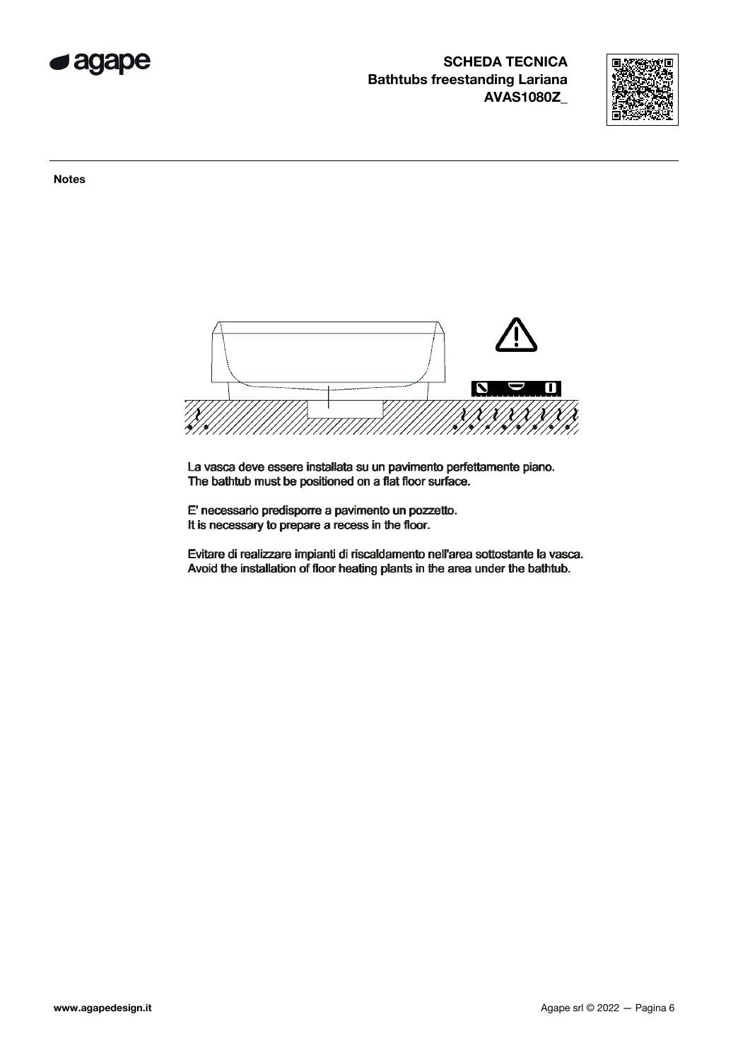**Notes**

La vasca deve essere installata su un pavimento perfettamente piano.
The bathtub must be positioned on a flat floor surface.

E' necessario predisporre a pavimento un pozzetto.
It is necessary to prepare a recess in the floor.

Evitare di realizzare impianti di riscaldamento nell'area sottostante la vasca.
Avoid the installation of floor heating plants in the area under the bathtub.